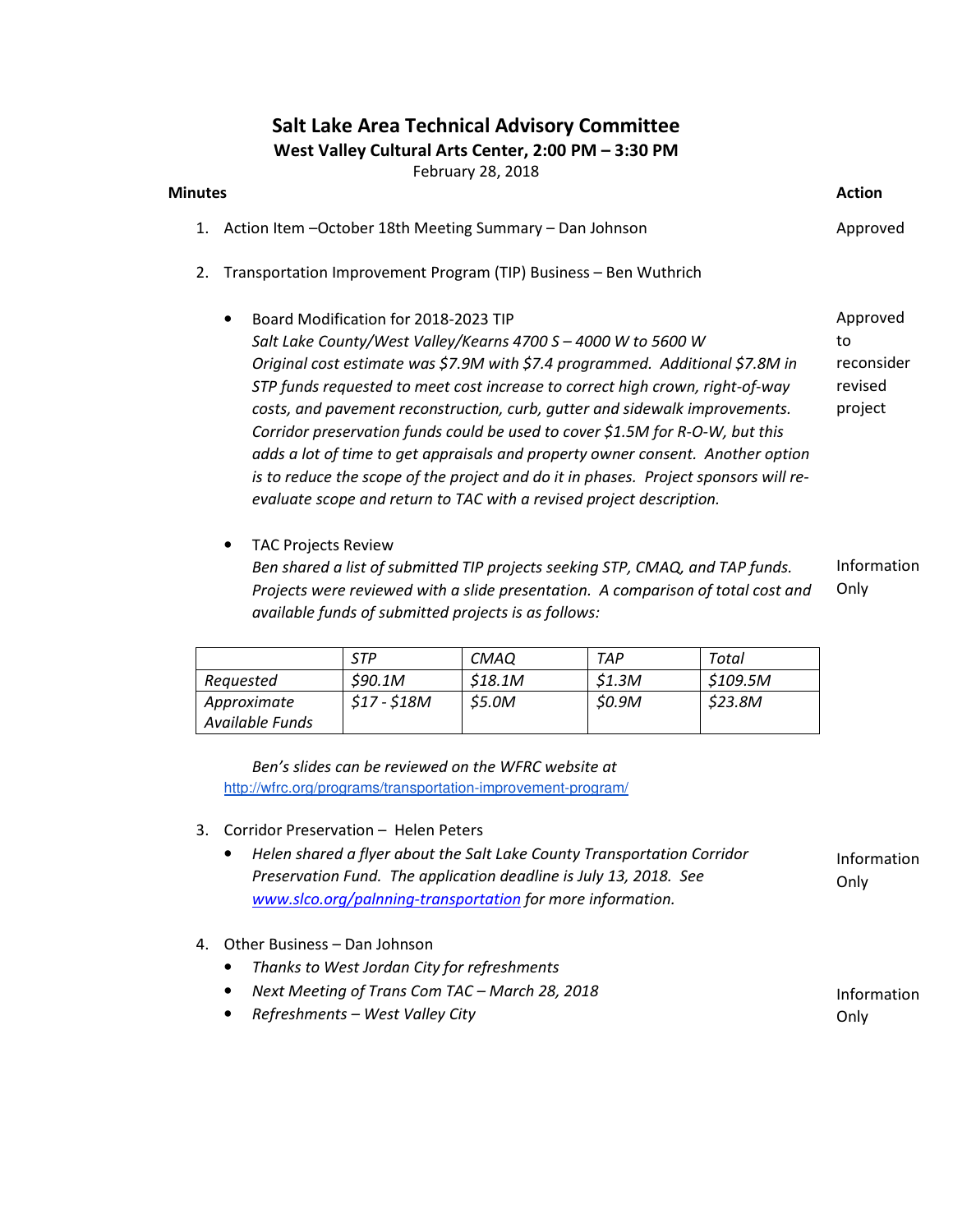# Salt Lake Area Technical Advisory Committee

## West Valley Cultural Arts Center, 2:00 PM – 3:30 PM

February 28, 2018

| **Minutes** | **Action** |
|---|---|
| 1. Action Item –October 18th Meeting Summary – Dan Johnson | Approved |
| 2. Transportation Improvement Program (TIP) Business – Ben Wuthrich | |
| • Board Modification for 2018-2023 TIP<br>*Salt Lake County/West Valley/Kearns 4700 S – 4000 W to 5600 W*<br>*Original cost estimate was $7.9M with $7.4 programmed. Additional $7.8M in STP funds requested to meet cost increase to correct high crown, right-of-way costs, and pavement reconstruction, curb, gutter and sidewalk improvements. Corridor preservation funds could be used to cover $1.5M for R-O-W, but this adds a lot of time to get appraisals and property owner consent. Another option is to reduce the scope of the project and do it in phases. Project sponsors will re-evaluate scope and return to TAC with a revised project description.* | Approved to reconsider revised project |
| • TAC Projects Review<br>*Ben shared a list of submitted TIP projects seeking STP, CMAQ, and TAP funds. Projects were reviewed with a slide presentation. A comparison of total cost and available funds of submitted projects is as follows:* | Information Only |

| | *STP* | *CMAQ* | *TAP* | *Total* |
|---|---|---|---|---|
| *Requested* | *$90.1M* | *$18.1M* | *$1.3M* | *$109.5M* |
| *Approximate Available Funds* | *$17 - $18M* | *$5.0M* | *$0.9M* | *$23.8M* |

*Ben's slides can be reviewed on the WFRC website at* http://wfrc.org/programs/transportation-improvement-program/

| | |
|---|---|
| 3. Corridor Preservation – Helen Peters | |
| • *Helen shared a flyer about the Salt Lake County Transportation Corridor Preservation Fund. The application deadline is July 13, 2018. See www.slco.org/palnning-transportation for more information.* | Information Only |
| 4. Other Business – Dan Johnson<br>• *Thanks to West Jordan City for refreshments*<br>• *Next Meeting of Trans Com TAC – March 28, 2018*<br>• *Refreshments – West Valley City* | Information Only |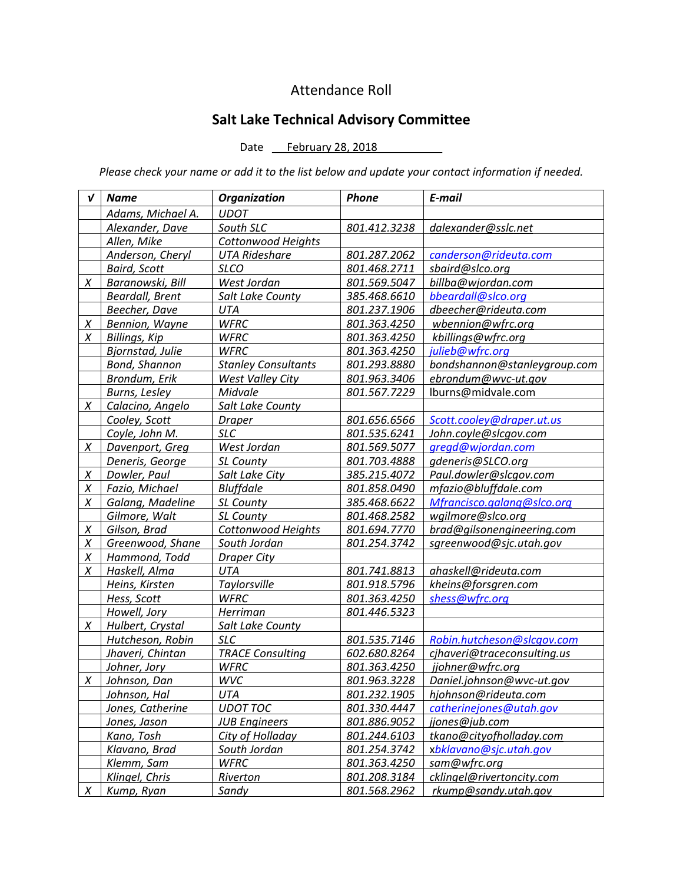Attendance Roll

## Salt Lake Technical Advisory Committee

Date February 28, 2018

*Please check your name or add it to the list below and update your contact information if needed.*

| √ | Name | Organization | Phone | E-mail |
|---|---|---|---|---|
| | Adams, Michael A. | UDOT | | |
| | Alexander, Dave | South SLC | 801.412.3238 | dalexander@sslc.net |
| | Allen, Mike | Cottonwood Heights | | |
| | Anderson, Cheryl | UTA Rideshare | 801.287.2062 | canderson@rideuta.com |
| | Baird, Scott | SLCO | 801.468.2711 | sbaird@slco.org |
| X | Baranowski, Bill | West Jordan | 801.569.5047 | billba@wjordan.com |
| | Beardall, Brent | Salt Lake County | 385.468.6610 | bbeardall@slco.org |
| | Beecher, Dave | UTA | 801.237.1906 | dbeecher@rideuta.com |
| X | Bennion, Wayne | WFRC | 801.363.4250 | wbennion@wfrc.org |
| X | Billings, Kip | WFRC | 801.363.4250 | kbillings@wfrc.org |
| | Bjornstad, Julie | WFRC | 801.363.4250 | julieb@wfrc.org |
| | Bond, Shannon | Stanley Consultants | 801.293.8880 | bondshannon@stanleygroup.com |
| | Brondum, Erik | West Valley City | 801.963.3406 | ebrondum@wvc-ut.gov |
| | Burns, Lesley | Midvale | 801.567.7229 | lburns@midvale.com |
| X | Calacino, Angelo | Salt Lake County | | |
| | Cooley, Scott | Draper | 801.656.6566 | Scott.cooley@draper.ut.us |
| | Coyle, John M. | SLC | 801.535.6241 | John.coyle@slcgov.com |
| X | Davenport, Greg | West Jordan | 801.569.5077 | gregd@wjordan.com |
| | Deneris, George | SL County | 801.703.4888 | gdeneris@SLCO.org |
| X | Dowler, Paul | Salt Lake City | 385.215.4072 | Paul.dowler@slcgov.com |
| X | Fazio, Michael | Bluffdale | 801.858.0490 | mfazio@bluffdale.com |
| X | Galang, Madeline | SL County | 385.468.6622 | Mfrancisco.galang@slco.org |
| | Gilmore, Walt | SL County | 801.468.2582 | wgilmore@slco.org |
| X | Gilson, Brad | Cottonwood Heights | 801.694.7770 | brad@gilsonengineering.com |
| X | Greenwood, Shane | South Jordan | 801.254.3742 | sgreenwood@sjc.utah.gov |
| X | Hammond, Todd | Draper City | | |
| X | Haskell, Alma | UTA | 801.741.8813 | ahaskell@rideuta.com |
| | Heins, Kirsten | Taylorsville | 801.918.5796 | kheins@forsgren.com |
| | Hess, Scott | WFRC | 801.363.4250 | shess@wfrc.org |
| | Howell, Jory | Herriman | 801.446.5323 | |
| X | Hulbert, Crystal | Salt Lake County | | |
| | Hutcheson, Robin | SLC | 801.535.7146 | Robin.hutcheson@slcgov.com |
| | Jhaveri, Chintan | TRACE Consulting | 602.680.8264 | cjhaveri@traceconsulting.us |
| | Johner, Jory | WFRC | 801.363.4250 | jjohner@wfrc.org |
| X | Johnson, Dan | WVC | 801.963.3228 | Daniel.johnson@wvc-ut.gov |
| | Johnson, Hal | UTA | 801.232.1905 | hjohnson@rideuta.com |
| | Jones, Catherine | UDOT TOC | 801.330.4447 | catherinejones@utah.gov |
| | Jones, Jason | JUB Engineers | 801.886.9052 | jjones@jub.com |
| | Kano, Tosh | City of Holladay | 801.244.6103 | tkano@cityofholladay.com |
| | Klavano, Brad | South Jordan | 801.254.3742 | xbklavano@sjc.utah.gov |
| | Klemm, Sam | WFRC | 801.363.4250 | sam@wfrc.org |
| | Klingel, Chris | Riverton | 801.208.3184 | cklingel@rivertoncity.com |
| X | Kump, Ryan | Sandy | 801.568.2962 | rkump@sandy.utah.gov |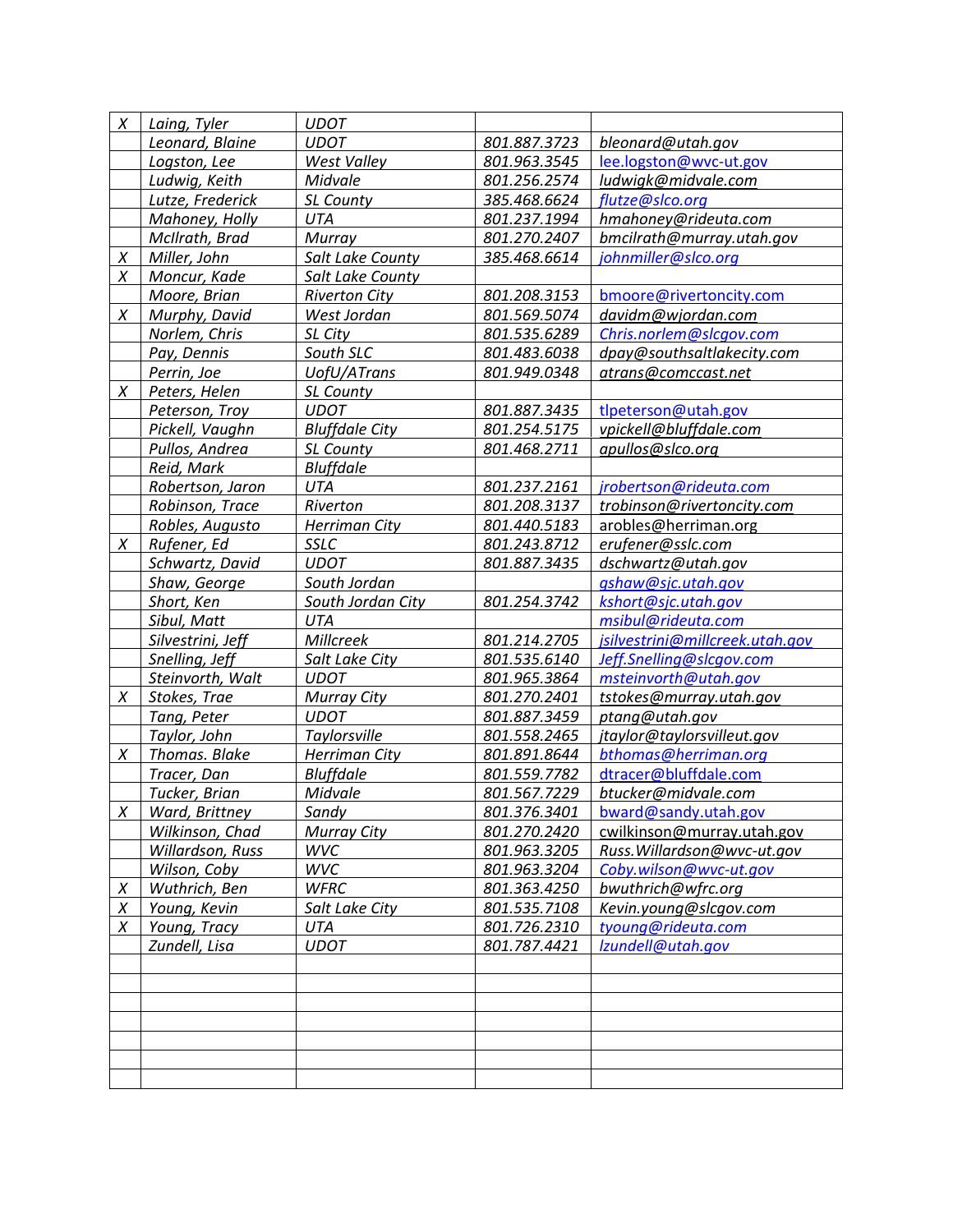| | | | | |
|---|---|---|---|---|
| X | Laing, Tyler | UDOT | | |
| | Leonard, Blaine | UDOT | 801.887.3723 | bleonard@utah.gov |
| | Logston, Lee | West Valley | 801.963.3545 | lee.logston@wvc-ut.gov |
| | Ludwig, Keith | Midvale | 801.256.2574 | ludwigk@midvale.com |
| | Lutze, Frederick | SL County | 385.468.6624 | flutze@slco.org |
| | Mahoney, Holly | UTA | 801.237.1994 | hmahoney@rideuta.com |
| | McIlrath, Brad | Murray | 801.270.2407 | bmcilrath@murray.utah.gov |
| X | Miller, John | Salt Lake County | 385.468.6614 | johnmiller@slco.org |
| X | Moncur, Kade | Salt Lake County | | |
| | Moore, Brian | Riverton City | 801.208.3153 | bmoore@rivertoncity.com |
| X | Murphy, David | West Jordan | 801.569.5074 | davidm@wjordan.com |
| | Norlem, Chris | SL City | 801.535.6289 | Chris.norlem@slcgov.com |
| | Pay, Dennis | South SLC | 801.483.6038 | dpay@southsaltlakecity.com |
| | Perrin, Joe | UofU/ATrans | 801.949.0348 | atrans@comccast.net |
| X | Peters, Helen | SL County | | |
| | Peterson, Troy | UDOT | 801.887.3435 | tlpeterson@utah.gov |
| | Pickell, Vaughn | Bluffdale City | 801.254.5175 | vpickell@bluffdale.com |
| | Pullos, Andrea | SL County | 801.468.2711 | apullos@slco.org |
| | Reid, Mark | Bluffdale | | |
| | Robertson, Jaron | UTA | 801.237.2161 | jrobertson@rideuta.com |
| | Robinson, Trace | Riverton | 801.208.3137 | trobinson@rivertoncity.com |
| | Robles, Augusto | Herriman City | 801.440.5183 | arobles@herriman.org |
| X | Rufener, Ed | SSLC | 801.243.8712 | erufener@sslc.com |
| | Schwartz, David | UDOT | 801.887.3435 | dschwartz@utah.gov |
| | Shaw, George | South Jordan | | gshaw@sjc.utah.gov |
| | Short, Ken | South Jordan City | 801.254.3742 | kshort@sjc.utah.gov |
| | Sibul, Matt | UTA | | msibul@rideuta.com |
| | Silvestrini, Jeff | Millcreek | 801.214.2705 | jsilvestrini@millcreek.utah.gov |
| | Snelling, Jeff | Salt Lake City | 801.535.6140 | Jeff.Snelling@slcgov.com |
| | Steinvorth, Walt | UDOT | 801.965.3864 | msteinvorth@utah.gov |
| X | Stokes, Trae | Murray City | 801.270.2401 | tstokes@murray.utah.gov |
| | Tang, Peter | UDOT | 801.887.3459 | ptang@utah.gov |
| | Taylor, John | Taylorsville | 801.558.2465 | jtaylor@taylorsvilleut.gov |
| X | Thomas. Blake | Herriman City | 801.891.8644 | bthomas@herriman.org |
| | Tracer, Dan | Bluffdale | 801.559.7782 | dtracer@bluffdale.com |
| | Tucker, Brian | Midvale | 801.567.7229 | btucker@midvale.com |
| X | Ward, Brittney | Sandy | 801.376.3401 | bward@sandy.utah.gov |
| | Wilkinson, Chad | Murray City | 801.270.2420 | cwilkinson@murray.utah.gov |
| | Willardson, Russ | WVC | 801.963.3205 | Russ.Willardson@wvc-ut.gov |
| | Wilson, Coby | WVC | 801.963.3204 | Coby.wilson@wvc-ut.gov |
| X | Wuthrich, Ben | WFRC | 801.363.4250 | bwuthrich@wfrc.org |
| X | Young, Kevin | Salt Lake City | 801.535.7108 | Kevin.young@slcgov.com |
| X | Young, Tracy | UTA | 801.726.2310 | tyoung@rideuta.com |
| | Zundell, Lisa | UDOT | 801.787.4421 | lzundell@utah.gov |
| | | | | |
| | | | | |
| | | | | |
| | | | | |
| | | | | |
| | | | | |
| | | | | |